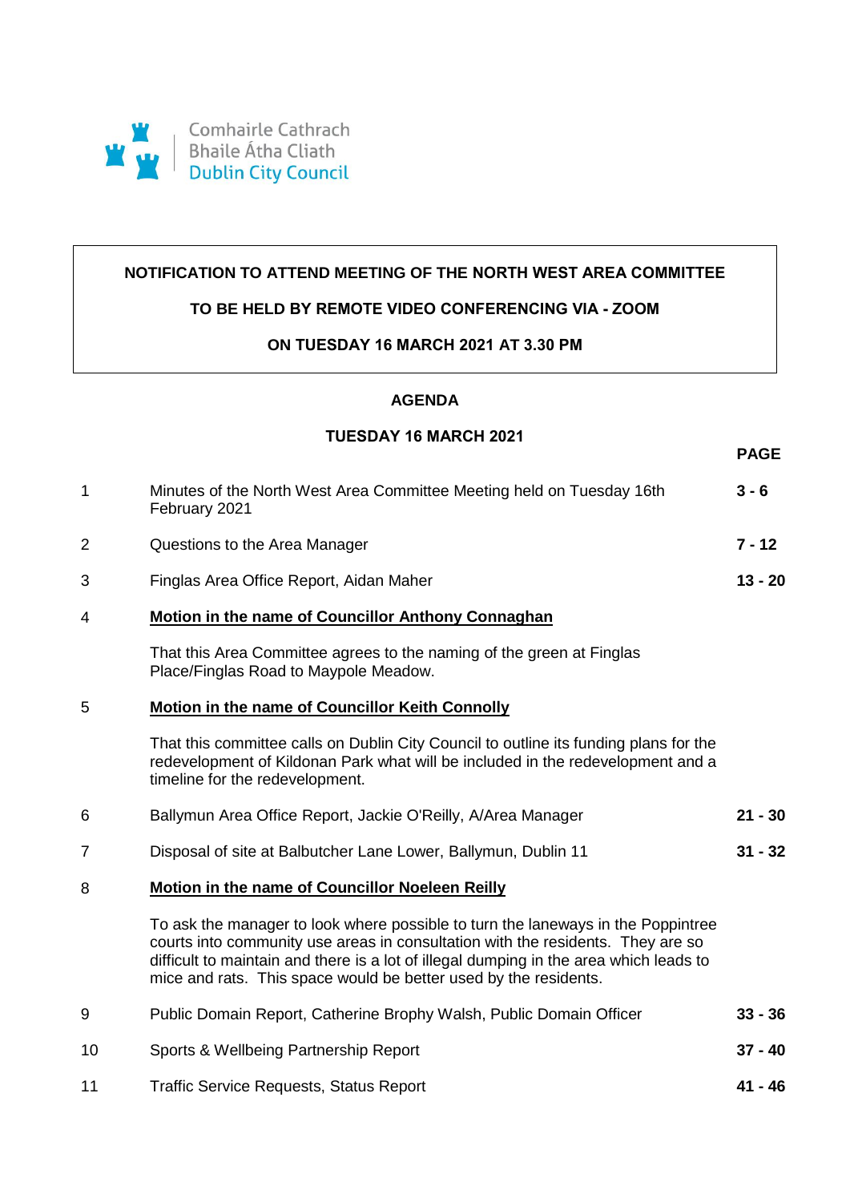Comhairle Cathrach
Bhaile Átha Cliath
Dublin City Council

**NOTIFICATION TO ATTEND MEETING OF THE NORTH WEST AREA COMMITTEE**

**TO BE HELD BY REMOTE VIDEO CONFERENCING VIA - ZOOM**

**ON TUESDAY 16 MARCH 2021 AT 3.30 PM**

## AGENDA

### TUESDAY 16 MARCH 2021

| | | PAGE |
|---|---|---|
| 1 | Minutes of the North West Area Committee Meeting held on Tuesday 16th February 2021 | **3 - 6** |
| 2 | Questions to the Area Manager | **7 - 12** |
| 3 | Finglas Area Office Report, Aidan Maher | **13 - 20** |
| 4 | **Motion in the name of Councillor Anthony Connaghan**<br><br>That this Area Committee agrees to the naming of the green at Finglas Place/Finglas Road to Maypole Meadow. | |
| 5 | **Motion in the name of Councillor Keith Connolly**<br><br>That this committee calls on Dublin City Council to outline its funding plans for the redevelopment of Kildonan Park what will be included in the redevelopment and a timeline for the redevelopment. | |
| 6 | Ballymun Area Office Report, Jackie O'Reilly, A/Area Manager | **21 - 30** |
| 7 | Disposal of site at Balbutcher Lane Lower, Ballymun, Dublin 11 | **31 - 32** |
| 8 | **Motion in the name of Councillor Noeleen Reilly**<br><br>To ask the manager to look where possible to turn the laneways in the Poppintree courts into community use areas in consultation with the residents. They are so difficult to maintain and there is a lot of illegal dumping in the area which leads to mice and rats. This space would be better used by the residents. | |
| 9 | Public Domain Report, Catherine Brophy Walsh, Public Domain Officer | **33 - 36** |
| 10 | Sports & Wellbeing Partnership Report | **37 - 40** |
| 11 | Traffic Service Requests, Status Report | **41 - 46** |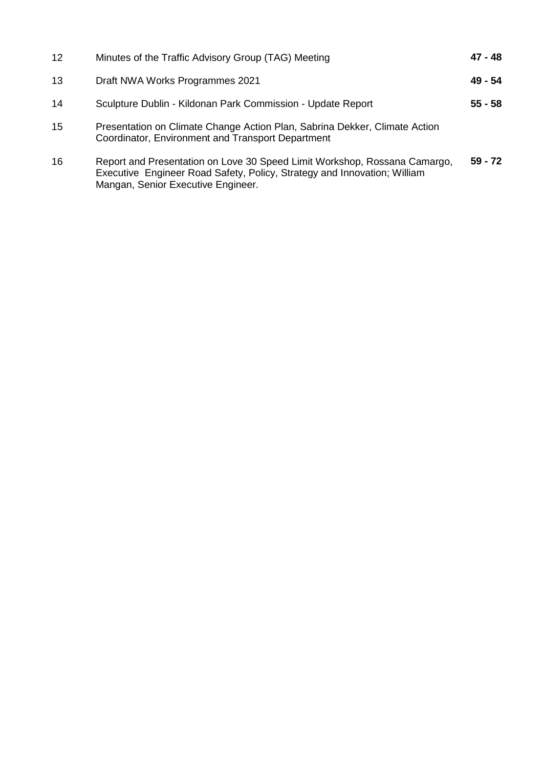| | | |
|---|---|---|
| 12 | Minutes of the Traffic Advisory Group (TAG) Meeting | **47 - 48** |
| 13 | Draft NWA Works Programmes 2021 | **49 - 54** |
| 14 | Sculpture Dublin - Kildonan Park Commission - Update Report | **55 - 58** |
| 15 | Presentation on Climate Change Action Plan, Sabrina Dekker, Climate Action Coordinator, Environment and Transport Department | |
| 16 | Report and Presentation on Love 30 Speed Limit Workshop, Rossana Camargo, Executive Engineer Road Safety, Policy, Strategy and Innovation; William Mangan, Senior Executive Engineer. | **59 - 72** |